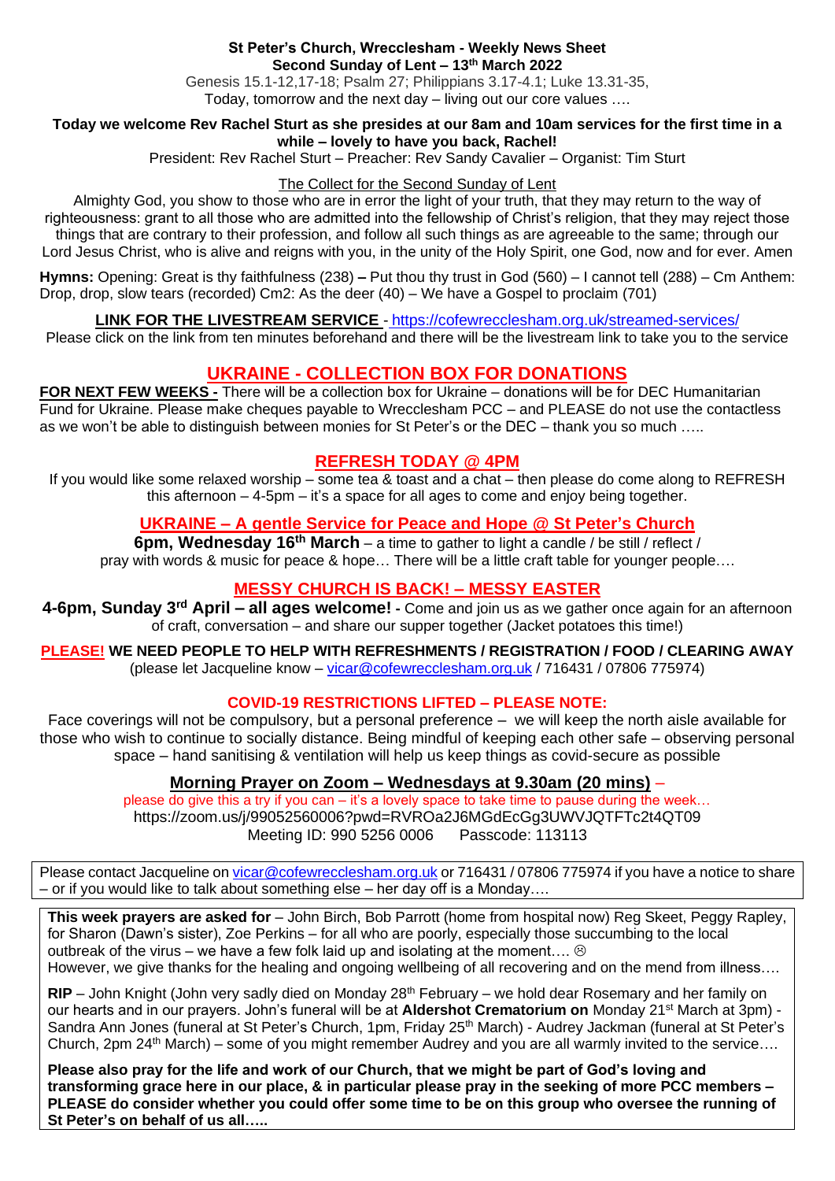**St Peter's Church, Wrecclesham - Weekly News Sheet**
**Second Sunday of Lent – 13th March 2022**

Genesis 15.1-12,17-18; Psalm 27; Philippians 3.17-4.1; Luke 13.31-35,
Today, tomorrow and the next day – living out our core values ….

**Today we welcome Rev Rachel Sturt as she presides at our 8am and 10am services for the first time in a while – lovely to have you back, Rachel!**

President: Rev Rachel Sturt – Preacher: Rev Sandy Cavalier – Organist: Tim Sturt

The Collect for the Second Sunday of Lent

Almighty God, you show to those who are in error the light of your truth, that they may return to the way of righteousness: grant to all those who are admitted into the fellowship of Christ's religion, that they may reject those things that are contrary to their profession, and follow all such things as are agreeable to the same; through our Lord Jesus Christ, who is alive and reigns with you, in the unity of the Holy Spirit, one God, now and for ever. Amen

**Hymns:** Opening: Great is thy faithfulness (238) **–** Put thou thy trust in God (560) – I cannot tell (288) – Cm Anthem: Drop, drop, slow tears (recorded) Cm2: As the deer (40) – We have a Gospel to proclaim (701)

**LINK FOR THE LIVESTREAM SERVICE** - https://cofewrecclesham.org.uk/streamed-services/

Please click on the link from ten minutes beforehand and there will be the livestream link to take you to the service

## UKRAINE - COLLECTION BOX FOR DONATIONS

**FOR NEXT FEW WEEKS -** There will be a collection box for Ukraine – donations will be for DEC Humanitarian Fund for Ukraine. Please make cheques payable to Wrecclesham PCC – and PLEASE do not use the contactless as we won't be able to distinguish between monies for St Peter's or the DEC – thank you so much …..

## REFRESH TODAY @ 4PM

If you would like some relaxed worship – some tea & toast and a chat – then please do come along to REFRESH this afternoon – 4-5pm – it's a space for all ages to come and enjoy being together.

## UKRAINE – A gentle Service for Peace and Hope @ St Peter's Church

**6pm, Wednesday 16th March** – a time to gather to light a candle / be still / reflect / pray with words & music for peace & hope… There will be a little craft table for younger people….

## MESSY CHURCH IS BACK! – MESSY EASTER

**4-6pm, Sunday 3rd April – all ages welcome! -** Come and join us as we gather once again for an afternoon of craft, conversation – and share our supper together (Jacket potatoes this time!)

**PLEASE! WE NEED PEOPLE TO HELP WITH REFRESHMENTS / REGISTRATION / FOOD / CLEARING AWAY**
(please let Jacqueline know – vicar@cofewrecclesham.org.uk / 716431 / 07806 775974)

**COVID-19 RESTRICTIONS LIFTED – PLEASE NOTE:**

Face coverings will not be compulsory, but a personal preference – we will keep the north aisle available for those who wish to continue to socially distance. Being mindful of keeping each other safe – observing personal space – hand sanitising & ventilation will help us keep things as covid-secure as possible

**Morning Prayer on Zoom – Wednesdays at 9.30am (20 mins)** –

please do give this a try if you can – it's a lovely space to take time to pause during the week…
https://zoom.us/j/99052560006?pwd=RVROa2J6MGdEcGg3UWVJQTFTc2t4QT09
Meeting ID: 990 5256 0006 Passcode: 113113

Please contact Jacqueline on vicar@cofewrecclesham.org.uk or 716431 / 07806 775974 if you have a notice to share – or if you would like to talk about something else – her day off is a Monday….

**This week prayers are asked for** – John Birch, Bob Parrott (home from hospital now) Reg Skeet, Peggy Rapley, for Sharon (Dawn's sister), Zoe Perkins – for all who are poorly, especially those succumbing to the local outbreak of the virus – we have a few folk laid up and isolating at the moment…. ☹
However, we give thanks for the healing and ongoing wellbeing of all recovering and on the mend from illness….

**RIP** – John Knight (John very sadly died on Monday 28th February – we hold dear Rosemary and her family on our hearts and in our prayers. John's funeral will be at **Aldershot Crematorium on** Monday 21st March at 3pm) - Sandra Ann Jones (funeral at St Peter's Church, 1pm, Friday 25th March) - Audrey Jackman (funeral at St Peter's Church, 2pm 24th March) – some of you might remember Audrey and you are all warmly invited to the service….

**Please also pray for the life and work of our Church, that we might be part of God's loving and transforming grace here in our place, & in particular please pray in the seeking of more PCC members – PLEASE do consider whether you could offer some time to be on this group who oversee the running of St Peter's on behalf of us all…..**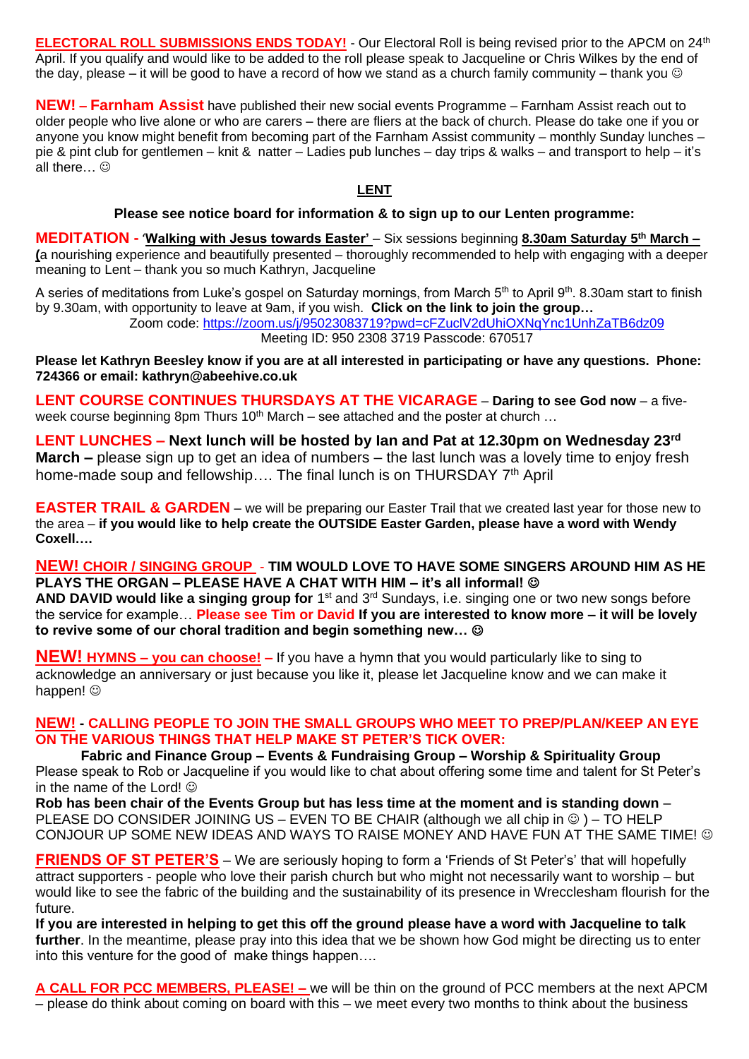**ELECTORAL ROLL SUBMISSIONS ENDS TODAY!** - Our Electoral Roll is being revised prior to the APCM on 24th April. If you qualify and would like to be added to the roll please speak to Jacqueline or Chris Wilkes by the end of the day, please – it will be good to have a record of how we stand as a church family community – thank you ☺

**NEW! – Farnham Assist** have published their new social events Programme – Farnham Assist reach out to older people who live alone or who are carers – there are fliers at the back of church. Please do take one if you or anyone you know might benefit from becoming part of the Farnham Assist community – monthly Sunday lunches – pie & pint club for gentlemen – knit & natter – Ladies pub lunches – day trips & walks – and transport to help – it's all there… ☺

## LENT

**Please see notice board for information & to sign up to our Lenten programme:**

**MEDITATION - 'Walking with Jesus towards Easter'** – Six sessions beginning **8.30am Saturday 5th March – (**a nourishing experience and beautifully presented – thoroughly recommended to help with engaging with a deeper meaning to Lent – thank you so much Kathryn, Jacqueline

A series of meditations from Luke's gospel on Saturday mornings, from March 5th to April 9th. 8.30am start to finish by 9.30am, with opportunity to leave at 9am, if you wish. **Click on the link to join the group…**

Zoom code: https://zoom.us/j/95023083719?pwd=cFZuclV2dUhiOXNqYnc1UnhZaTB6dz09
Meeting ID: 950 2308 3719 Passcode: 670517

**Please let Kathryn Beesley know if you are at all interested in participating or have any questions. Phone: 724366 or email: kathryn@abeehive.co.uk**

**LENT COURSE CONTINUES THURSDAYS AT THE VICARAGE** – **Daring to see God now** – a five-week course beginning 8pm Thurs 10th March – see attached and the poster at church …

**LENT LUNCHES – Next lunch will be hosted by Ian and Pat at 12.30pm on Wednesday 23rd March –** please sign up to get an idea of numbers – the last lunch was a lovely time to enjoy fresh home-made soup and fellowship…. The final lunch is on THURSDAY 7th April

**EASTER TRAIL & GARDEN** – we will be preparing our Easter Trail that we created last year for those new to the area – **if you would like to help create the OUTSIDE Easter Garden, please have a word with Wendy Coxell….**

**NEW! CHOIR / SINGING GROUP - TIM WOULD LOVE TO HAVE SOME SINGERS AROUND HIM AS HE PLAYS THE ORGAN – PLEASE HAVE A CHAT WITH HIM – it's all informal! ☺**
**AND DAVID would like a singing group for** 1st and 3rd Sundays, i.e. singing one or two new songs before the service for example… **Please see Tim or David If you are interested to know more – it will be lovely to revive some of our choral tradition and begin something new… ☺**

**NEW! HYMNS – you can choose! –** If you have a hymn that you would particularly like to sing to acknowledge an anniversary or just because you like it, please let Jacqueline know and we can make it happen! ☺

**NEW! - CALLING PEOPLE TO JOIN THE SMALL GROUPS WHO MEET TO PREP/PLAN/KEEP AN EYE ON THE VARIOUS THINGS THAT HELP MAKE ST PETER'S TICK OVER:**

**Fabric and Finance Group – Events & Fundraising Group – Worship & Spirituality Group**

Please speak to Rob or Jacqueline if you would like to chat about offering some time and talent for St Peter's in the name of the Lord! ☺

**Rob has been chair of the Events Group but has less time at the moment and is standing down** – PLEASE DO CONSIDER JOINING US – EVEN TO BE CHAIR (although we all chip in ☺ ) – TO HELP CONJOUR UP SOME NEW IDEAS AND WAYS TO RAISE MONEY AND HAVE FUN AT THE SAME TIME! ☺

**FRIENDS OF ST PETER'S** – We are seriously hoping to form a 'Friends of St Peter's' that will hopefully attract supporters - people who love their parish church but who might not necessarily want to worship – but would like to see the fabric of the building and the sustainability of its presence in Wrecclesham flourish for the future.

**If you are interested in helping to get this off the ground please have a word with Jacqueline to talk further**. In the meantime, please pray into this idea that we be shown how God might be directing us to enter into this venture for the good of make things happen….

**A CALL FOR PCC MEMBERS, PLEASE! –** we will be thin on the ground of PCC members at the next APCM – please do think about coming on board with this – we meet every two months to think about the business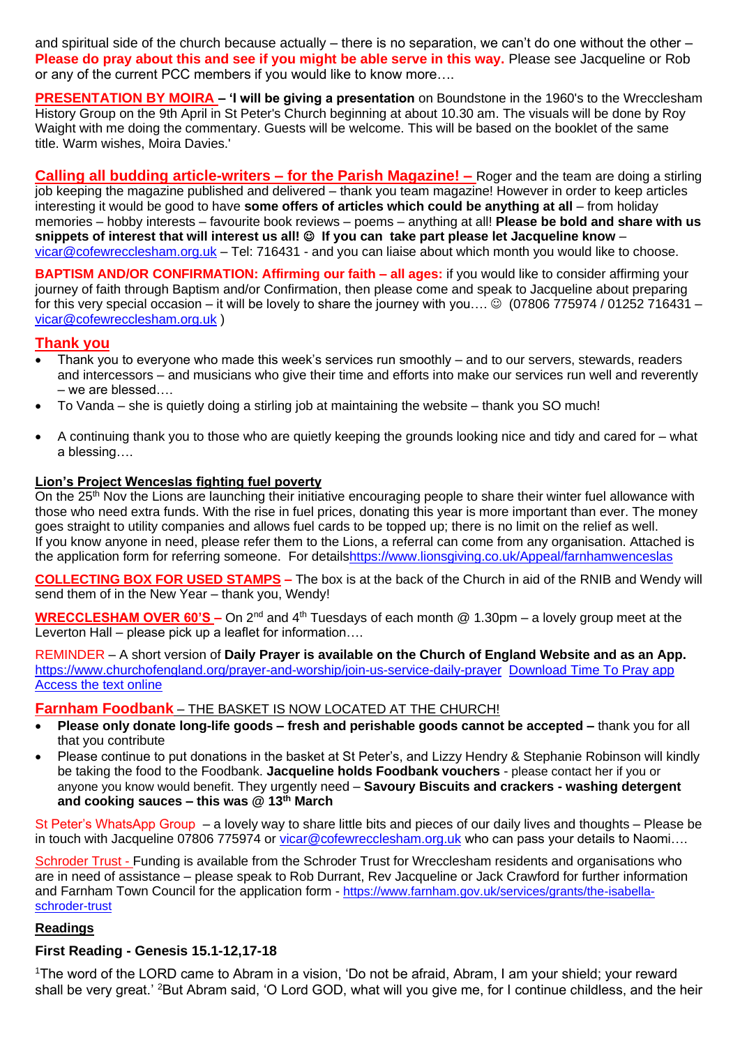and spiritual side of the church because actually – there is no separation, we can't do one without the other – **Please do pray about this and see if you might be able serve in this way.** Please see Jacqueline or Rob or any of the current PCC members if you would like to know more….

**PRESENTATION BY MOIRA – 'I will be giving a presentation** on Boundstone in the 1960's to the Wrecclesham History Group on the 9th April in St Peter's Church beginning at about 10.30 am. The visuals will be done by Roy Waight with me doing the commentary. Guests will be welcome. This will be based on the booklet of the same title. Warm wishes, Moira Davies.'

**Calling all budding article-writers – for the Parish Magazine! –** Roger and the team are doing a stirling job keeping the magazine published and delivered – thank you team magazine! However in order to keep articles interesting it would be good to have **some offers of articles which could be anything at all** – from holiday memories – hobby interests – favourite book reviews – poems – anything at all! **Please be bold and share with us snippets of interest that will interest us all! ☺ If you can take part please let Jacqueline know** – vicar@cofewrecclesham.org.uk – Tel: 716431 - and you can liaise about which month you would like to choose.

**BAPTISM AND/OR CONFIRMATION: Affirming our faith – all ages:** if you would like to consider affirming your journey of faith through Baptism and/or Confirmation, then please come and speak to Jacqueline about preparing for this very special occasion – it will be lovely to share the journey with you…. ☺ (07806 775974 / 01252 716431 – vicar@cofewrecclesham.org.uk )

## Thank you

- Thank you to everyone who made this week's services run smoothly – and to our servers, stewards, readers and intercessors – and musicians who give their time and efforts into make our services run well and reverently – we are blessed….
- To Vanda – she is quietly doing a stirling job at maintaining the website – thank you SO much!
- A continuing thank you to those who are quietly keeping the grounds looking nice and tidy and cared for – what a blessing….

**Lion's Project Wenceslas fighting fuel poverty**

On the 25th Nov the Lions are launching their initiative encouraging people to share their winter fuel allowance with those who need extra funds. With the rise in fuel prices, donating this year is more important than ever. The money goes straight to utility companies and allows fuel cards to be topped up; there is no limit on the relief as well.
If you know anyone in need, please refer them to the Lions, a referral can come from any organisation. Attached is the application form for referring someone. For detailshttps://www.lionsgiving.co.uk/Appeal/farnhamwenceslas

**COLLECTING BOX FOR USED STAMPS –** The box is at the back of the Church in aid of the RNIB and Wendy will send them of in the New Year – thank you, Wendy!

**WRECCLESHAM OVER 60'S –** On 2nd and 4th Tuesdays of each month @ 1.30pm – a lovely group meet at the Leverton Hall – please pick up a leaflet for information….

REMINDER – A short version of **Daily Prayer is available on the Church of England Website and as an App.** https://www.churchofengland.org/prayer-and-worship/join-us-service-daily-prayer Download Time To Pray app Access the text online

**Farnham Foodbank** – THE BASKET IS NOW LOCATED AT THE CHURCH!

- **Please only donate long-life goods – fresh and perishable goods cannot be accepted –** thank you for all that you contribute
- Please continue to put donations in the basket at St Peter's, and Lizzy Hendry & Stephanie Robinson will kindly be taking the food to the Foodbank. **Jacqueline holds Foodbank vouchers** - please contact her if you or anyone you know would benefit. They urgently need – **Savoury Biscuits and crackers - washing detergent and cooking sauces – this was @ 13th March**

St Peter's WhatsApp Group – a lovely way to share little bits and pieces of our daily lives and thoughts – Please be in touch with Jacqueline 07806 775974 or vicar@cofewrecclesham.org.uk who can pass your details to Naomi….

Schroder Trust - Funding is available from the Schroder Trust for Wrecclesham residents and organisations who are in need of assistance – please speak to Rob Durrant, Rev Jacqueline or Jack Crawford for further information and Farnham Town Council for the application form - https://www.farnham.gov.uk/services/grants/the-isabella-schroder-trust

## Readings

### First Reading - Genesis 15.1-12,17-18

[1]The word of the LORD came to Abram in a vision, 'Do not be afraid, Abram, I am your shield; your reward shall be very great.' [2]But Abram said, 'O Lord GOD, what will you give me, for I continue childless, and the heir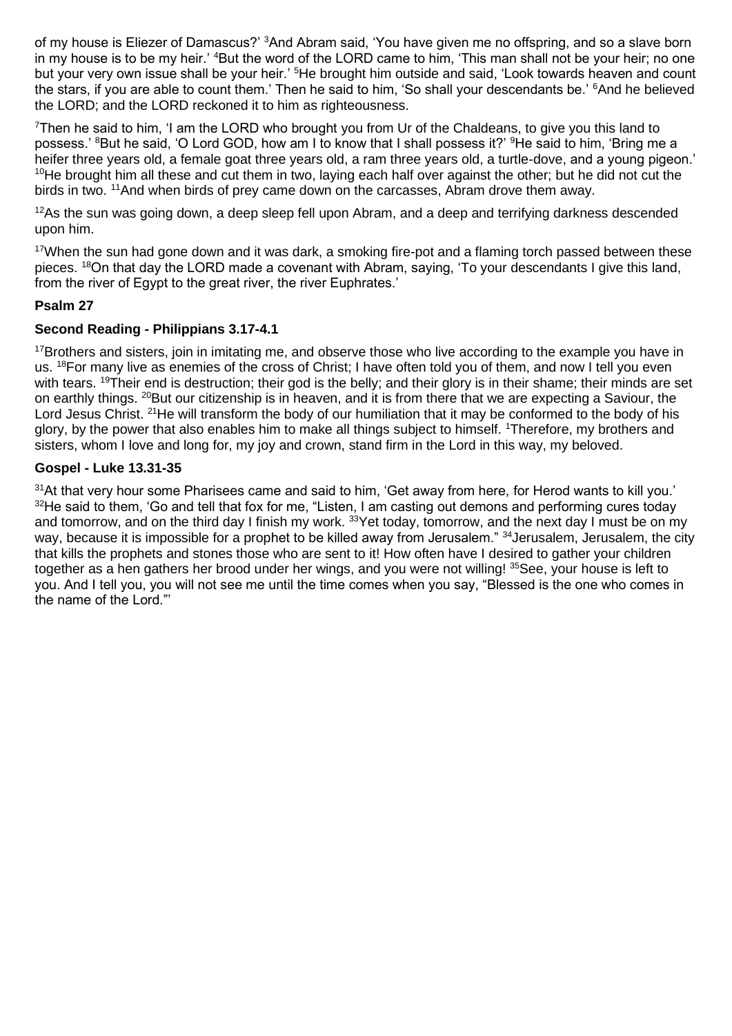of my house is Eliezer of Damascus?' [3]And Abram said, 'You have given me no offspring, and so a slave born in my house is to be my heir.' [4]But the word of the LORD came to him, 'This man shall not be your heir; no one but your very own issue shall be your heir.' [5]He brought him outside and said, 'Look towards heaven and count the stars, if you are able to count them.' Then he said to him, 'So shall your descendants be.' [6]And he believed the LORD; and the LORD reckoned it to him as righteousness.

[7]Then he said to him, 'I am the LORD who brought you from Ur of the Chaldeans, to give you this land to possess.' [8]But he said, 'O Lord GOD, how am I to know that I shall possess it?' [9]He said to him, 'Bring me a heifer three years old, a female goat three years old, a ram three years old, a turtle-dove, and a young pigeon.' [10]He brought him all these and cut them in two, laying each half over against the other; but he did not cut the birds in two. [11]And when birds of prey came down on the carcasses, Abram drove them away.

[12]As the sun was going down, a deep sleep fell upon Abram, and a deep and terrifying darkness descended upon him.

[17]When the sun had gone down and it was dark, a smoking fire-pot and a flaming torch passed between these pieces. [18]On that day the LORD made a covenant with Abram, saying, 'To your descendants I give this land, from the river of Egypt to the great river, the river Euphrates.'

**Psalm 27**

**Second Reading - Philippians 3.17-4.1**

[17]Brothers and sisters, join in imitating me, and observe those who live according to the example you have in us. [18]For many live as enemies of the cross of Christ; I have often told you of them, and now I tell you even with tears. [19]Their end is destruction; their god is the belly; and their glory is in their shame; their minds are set on earthly things. [20]But our citizenship is in heaven, and it is from there that we are expecting a Saviour, the Lord Jesus Christ. [21]He will transform the body of our humiliation that it may be conformed to the body of his glory, by the power that also enables him to make all things subject to himself. [1]Therefore, my brothers and sisters, whom I love and long for, my joy and crown, stand firm in the Lord in this way, my beloved.

**Gospel - Luke 13.31-35**

[31]At that very hour some Pharisees came and said to him, 'Get away from here, for Herod wants to kill you.' [32]He said to them, 'Go and tell that fox for me, "Listen, I am casting out demons and performing cures today and tomorrow, and on the third day I finish my work. [33]Yet today, tomorrow, and the next day I must be on my way, because it is impossible for a prophet to be killed away from Jerusalem." [34]Jerusalem, Jerusalem, the city that kills the prophets and stones those who are sent to it! How often have I desired to gather your children together as a hen gathers her brood under her wings, and you were not willing! [35]See, your house is left to you. And I tell you, you will not see me until the time comes when you say, "Blessed is the one who comes in the name of the Lord."'